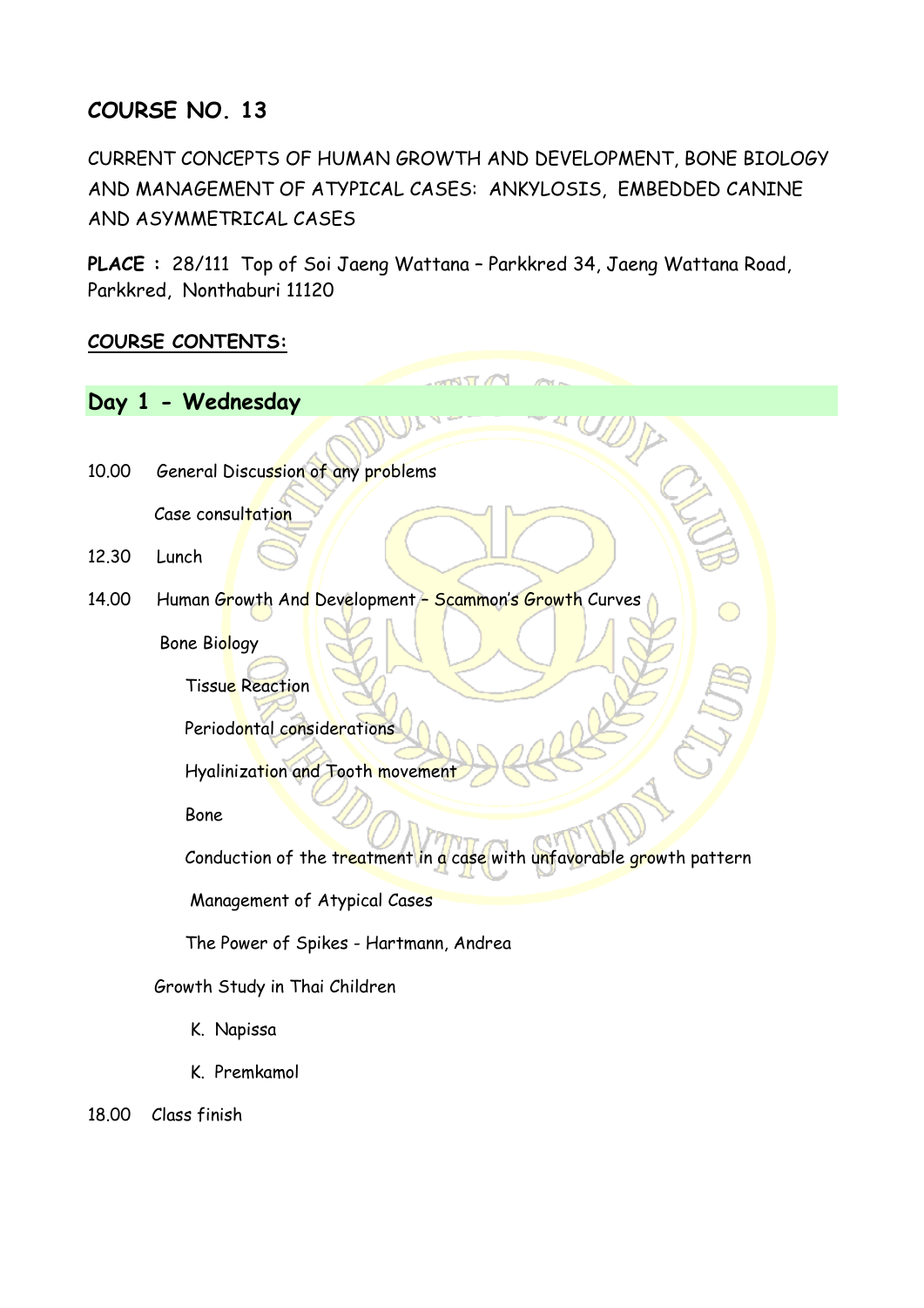## COURSE NO. 13

CURRENT CONCEPTS OF HUMAN GROWTH AND DEVELOPMENT, BONE BIOLOGY AND MANAGEMENT OF ATYPICAL CASES: ANKYLOSIS, EMBEDDED CANINE AND ASYMMETRICAL CASES

**PLACE :** 28/111 Top of Soi Jaeng Wattana – Parkkred 34, Jaeng Wattana Road, Parkkred, Nonthaburi 11120

**COURSE CONTENTS:**

### Day 1 - Wednesday

10.00 General Discussion of any problems

Case consultation

12.30 Lunch

14.00 Human Growth And Development – Scammon's Growth Curves

Bone Biology

- Tissue Reaction
- Periodontal considerations
- Hyalinization and Tooth movement
- Bone
- Conduction of the treatment in a case with unfavorable growth pattern
- Management of Atypical Cases
- The Power of Spikes - Hartmann, Andrea

Growth Study in Thai Children

- K. Napissa
- K. Premkamol

18.00 Class finish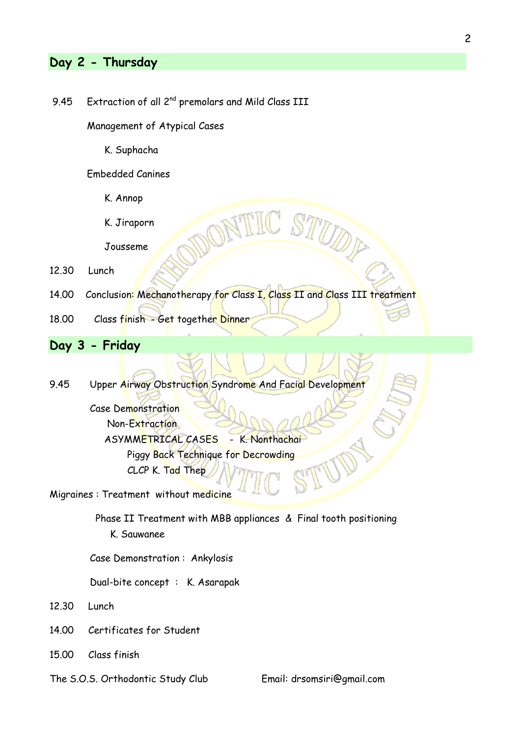## Day 2 - Thursday

9.45 Extraction of all 2nd premolars and Mild Class III

Management of Atypical Cases

K. Suphacha

Embedded Canines

K. Annop

K. Jiraporn

Jousseme

12.30 Lunch

14.00 Conclusion: Mechanotherapy for Class I, Class II and Class III treatment

18.00 Class finish - Get together Dinner

## Day 3 - Friday

9.45 Upper Airway Obstruction Syndrome And Facial Development

Case Demonstration

Non-Extraction

ASYMMETRICAL CASES - K. Nonthachai

Piggy Back Technique for Decrowding

CLCP K. Tad Thep

Migraines : Treatment without medicine

Phase II Treatment with MBB appliances & Final tooth positioning

K. Sauwanee

Case Demonstration : Ankylosis

Dual-bite concept : K. Asarapak

12.30 Lunch

14.00 Certificates for Student

15.00 Class finish

The S.O.S. Orthodontic Study Club Email: drsomsiri@gmail.com